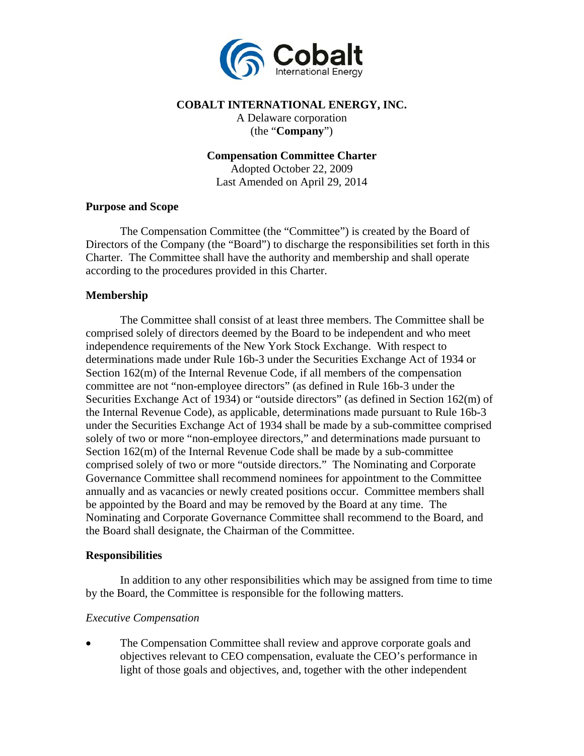**COBALT INTERNATIONAL ENERGY, INC.**

A Delaware corporation
(the "**Company**")

**Compensation Committee Charter**

Adopted October 22, 2009
Last Amended on April 29, 2014

## Purpose and Scope

The Compensation Committee (the "Committee") is created by the Board of Directors of the Company (the "Board") to discharge the responsibilities set forth in this Charter. The Committee shall have the authority and membership and shall operate according to the procedures provided in this Charter.

## Membership

The Committee shall consist of at least three members. The Committee shall be comprised solely of directors deemed by the Board to be independent and who meet independence requirements of the New York Stock Exchange. With respect to determinations made under Rule 16b-3 under the Securities Exchange Act of 1934 or Section 162(m) of the Internal Revenue Code, if all members of the compensation committee are not "non-employee directors" (as defined in Rule 16b-3 under the Securities Exchange Act of 1934) or "outside directors" (as defined in Section 162(m) of the Internal Revenue Code), as applicable, determinations made pursuant to Rule 16b-3 under the Securities Exchange Act of 1934 shall be made by a sub-committee comprised solely of two or more "non-employee directors," and determinations made pursuant to Section 162(m) of the Internal Revenue Code shall be made by a sub-committee comprised solely of two or more "outside directors." The Nominating and Corporate Governance Committee shall recommend nominees for appointment to the Committee annually and as vacancies or newly created positions occur. Committee members shall be appointed by the Board and may be removed by the Board at any time. The Nominating and Corporate Governance Committee shall recommend to the Board, and the Board shall designate, the Chairman of the Committee.

## Responsibilities

In addition to any other responsibilities which may be assigned from time to time by the Board, the Committee is responsible for the following matters.

*Executive Compensation*

- The Compensation Committee shall review and approve corporate goals and objectives relevant to CEO compensation, evaluate the CEO's performance in light of those goals and objectives, and, together with the other independent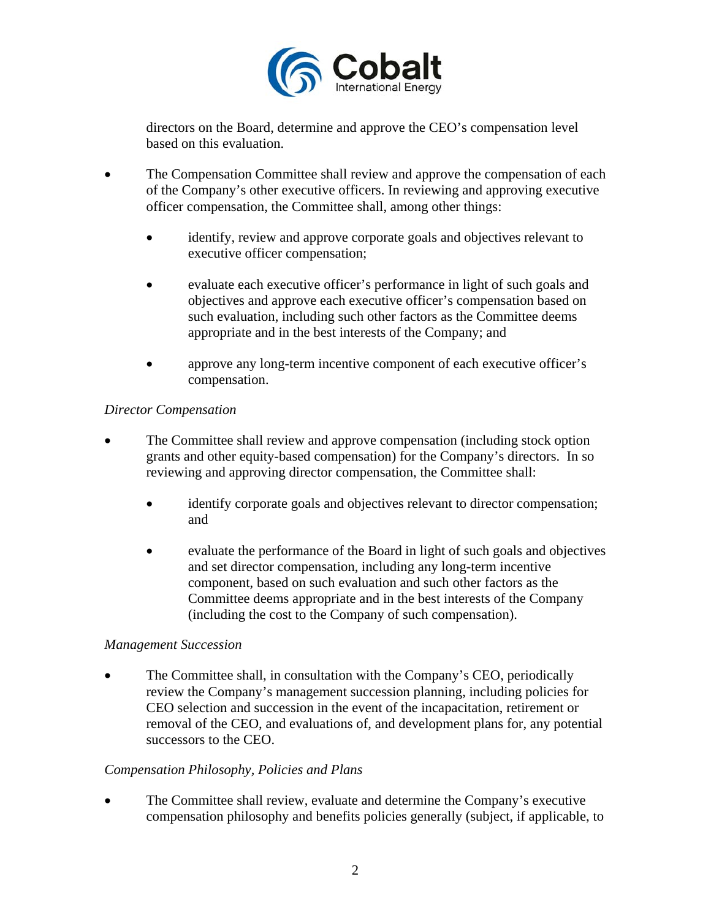directors on the Board, determine and approve the CEO's compensation level based on this evaluation.

- The Compensation Committee shall review and approve the compensation of each of the Company's other executive officers. In reviewing and approving executive officer compensation, the Committee shall, among other things:
  - identify, review and approve corporate goals and objectives relevant to executive officer compensation;
  - evaluate each executive officer's performance in light of such goals and objectives and approve each executive officer's compensation based on such evaluation, including such other factors as the Committee deems appropriate and in the best interests of the Company; and
  - approve any long-term incentive component of each executive officer's compensation.

*Director Compensation*

- The Committee shall review and approve compensation (including stock option grants and other equity-based compensation) for the Company's directors. In so reviewing and approving director compensation, the Committee shall:
  - identify corporate goals and objectives relevant to director compensation; and
  - evaluate the performance of the Board in light of such goals and objectives and set director compensation, including any long-term incentive component, based on such evaluation and such other factors as the Committee deems appropriate and in the best interests of the Company (including the cost to the Company of such compensation).

*Management Succession*

- The Committee shall, in consultation with the Company's CEO, periodically review the Company's management succession planning, including policies for CEO selection and succession in the event of the incapacitation, retirement or removal of the CEO, and evaluations of, and development plans for, any potential successors to the CEO.

*Compensation Philosophy, Policies and Plans*

- The Committee shall review, evaluate and determine the Company's executive compensation philosophy and benefits policies generally (subject, if applicable, to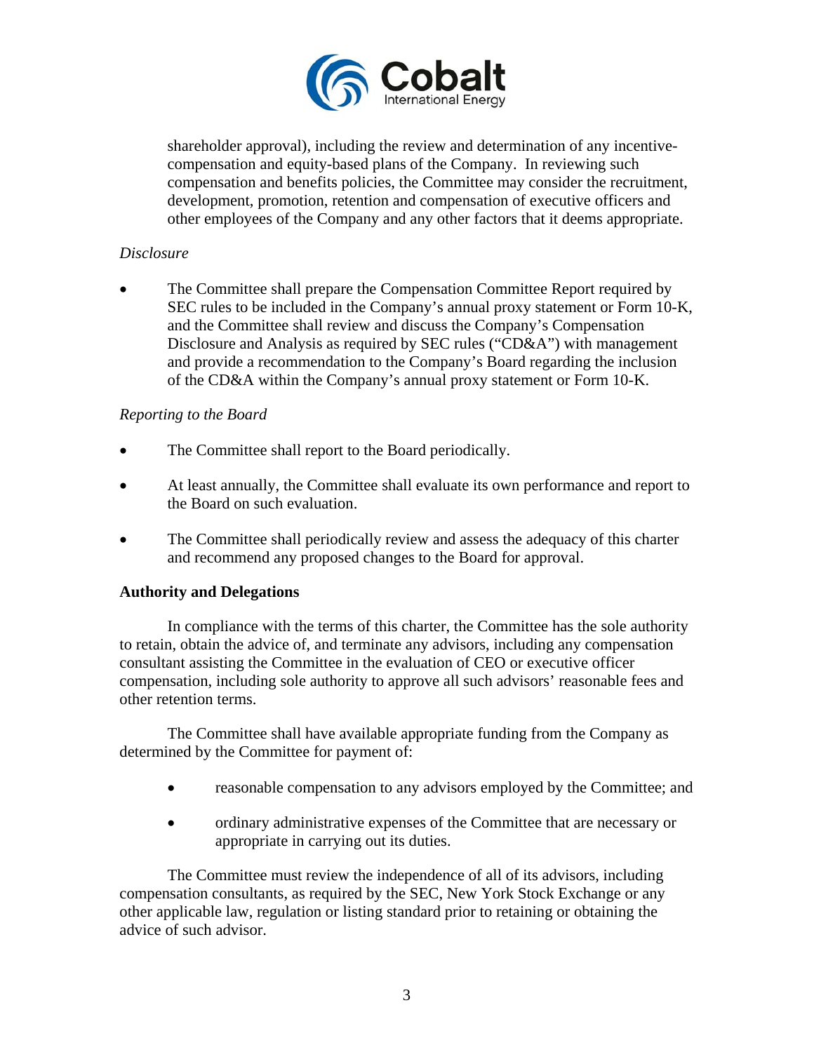shareholder approval), including the review and determination of any incentive-compensation and equity-based plans of the Company. In reviewing such compensation and benefits policies, the Committee may consider the recruitment, development, promotion, retention and compensation of executive officers and other employees of the Company and any other factors that it deems appropriate.

*Disclosure*

- The Committee shall prepare the Compensation Committee Report required by SEC rules to be included in the Company's annual proxy statement or Form 10-K, and the Committee shall review and discuss the Company's Compensation Disclosure and Analysis as required by SEC rules ("CD&A") with management and provide a recommendation to the Company's Board regarding the inclusion of the CD&A within the Company's annual proxy statement or Form 10-K.

*Reporting to the Board*

- The Committee shall report to the Board periodically.
- At least annually, the Committee shall evaluate its own performance and report to the Board on such evaluation.
- The Committee shall periodically review and assess the adequacy of this charter and recommend any proposed changes to the Board for approval.

**Authority and Delegations**

In compliance with the terms of this charter, the Committee has the sole authority to retain, obtain the advice of, and terminate any advisors, including any compensation consultant assisting the Committee in the evaluation of CEO or executive officer compensation, including sole authority to approve all such advisors' reasonable fees and other retention terms.

The Committee shall have available appropriate funding from the Company as determined by the Committee for payment of:

- reasonable compensation to any advisors employed by the Committee; and
- ordinary administrative expenses of the Committee that are necessary or appropriate in carrying out its duties.

The Committee must review the independence of all of its advisors, including compensation consultants, as required by the SEC, New York Stock Exchange or any other applicable law, regulation or listing standard prior to retaining or obtaining the advice of such advisor.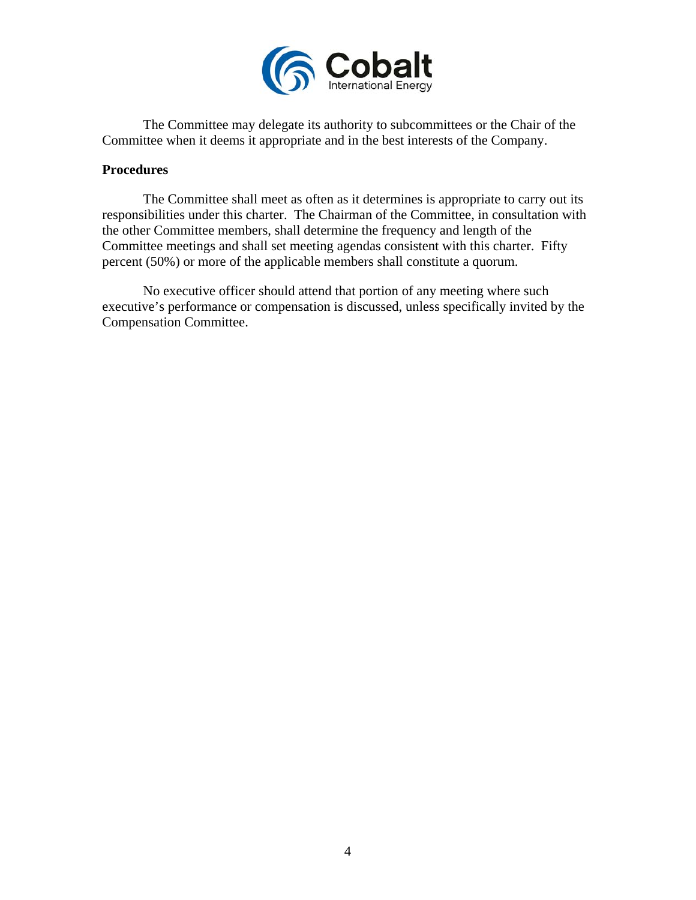The Committee may delegate its authority to subcommittees or the Chair of the Committee when it deems it appropriate and in the best interests of the Company.

**Procedures**

The Committee shall meet as often as it determines is appropriate to carry out its responsibilities under this charter. The Chairman of the Committee, in consultation with the other Committee members, shall determine the frequency and length of the Committee meetings and shall set meeting agendas consistent with this charter. Fifty percent (50%) or more of the applicable members shall constitute a quorum.

No executive officer should attend that portion of any meeting where such executive's performance or compensation is discussed, unless specifically invited by the Compensation Committee.